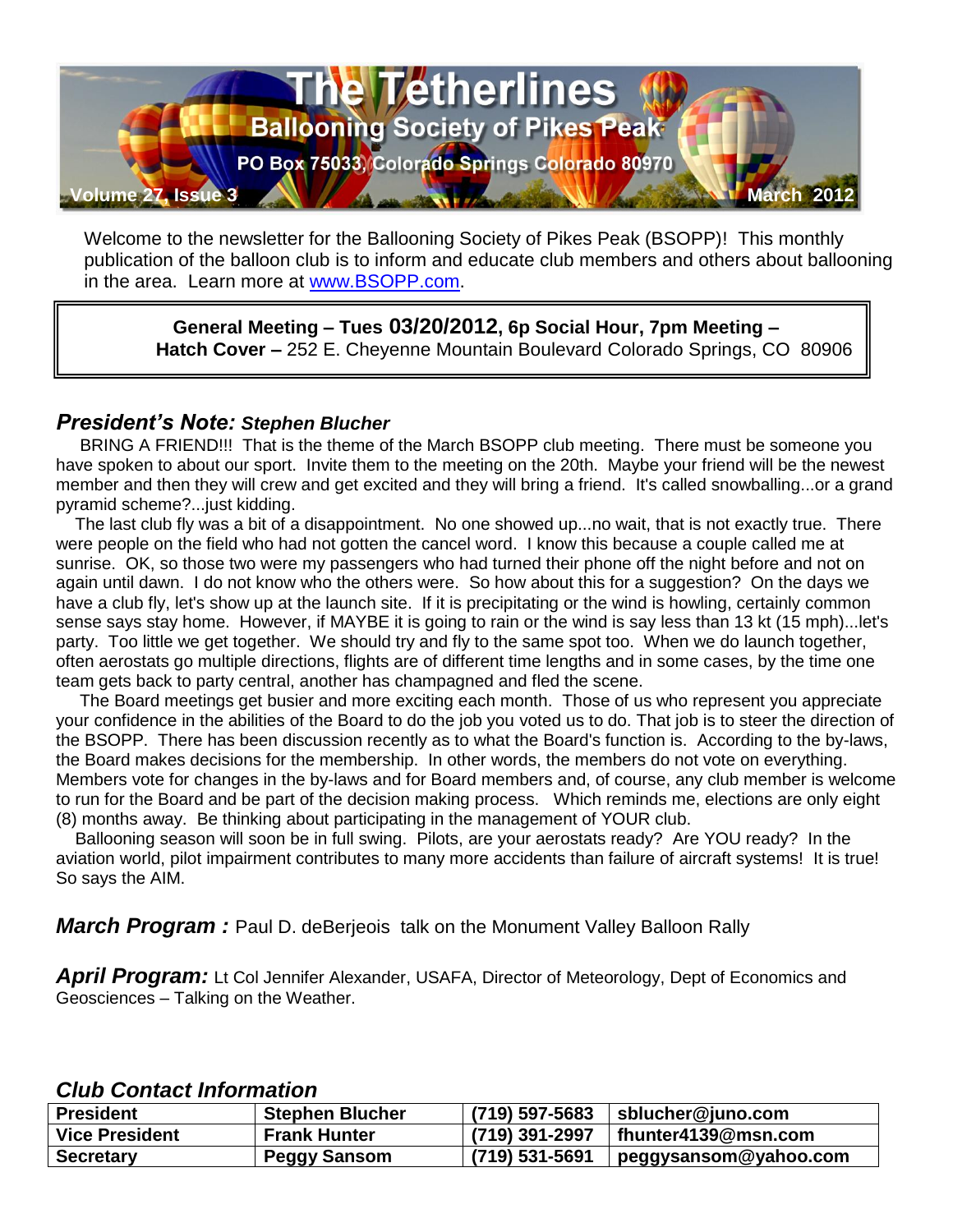# The Tetherlines

## Ballooning Society of Pikes Peak

PO Box 75033, Colorado Springs Colorado 80970

Volume 27, Issue 3 — March 2012

Welcome to the newsletter for the Ballooning Society of Pikes Peak (BSOPP)! This monthly publication of the balloon club is to inform and educate club members and others about ballooning in the area. Learn more at www.BSOPP.com.

> **General Meeting – Tues 03/20/2012, 6p Social Hour, 7pm Meeting –**
> **Hatch Cover –** 252 E. Cheyenne Mountain Boulevard Colorado Springs, CO 80906

## *President's Note: Stephen Blucher*

BRING A FRIEND!!! That is the theme of the March BSOPP club meeting. There must be someone you have spoken to about our sport. Invite them to the meeting on the 20th. Maybe your friend will be the newest member and then they will crew and get excited and they will bring a friend. It's called snowballing...or a grand pyramid scheme?...just kidding.

The last club fly was a bit of a disappointment. No one showed up...no wait, that is not exactly true. There were people on the field who had not gotten the cancel word. I know this because a couple called me at sunrise. OK, so those two were my passengers who had turned their phone off the night before and not on again until dawn. I do not know who the others were. So how about this for a suggestion? On the days we have a club fly, let's show up at the launch site. If it is precipitating or the wind is howling, certainly common sense says stay home. However, if MAYBE it is going to rain or the wind is say less than 13 kt (15 mph)...let's party. Too little we get together. We should try and fly to the same spot too. When we do launch together, often aerostats go multiple directions, flights are of different time lengths and in some cases, by the time one team gets back to party central, another has champagned and fled the scene.

The Board meetings get busier and more exciting each month. Those of us who represent you appreciate your confidence in the abilities of the Board to do the job you voted us to do. That job is to steer the direction of the BSOPP. There has been discussion recently as to what the Board's function is. According to the by-laws, the Board makes decisions for the membership. In other words, the members do not vote on everything. Members vote for changes in the by-laws and for Board members and, of course, any club member is welcome to run for the Board and be part of the decision making process. Which reminds me, elections are only eight (8) months away. Be thinking about participating in the management of YOUR club.

Ballooning season will soon be in full swing. Pilots, are your aerostats ready? Are YOU ready? In the aviation world, pilot impairment contributes to many more accidents than failure of aircraft systems! It is true! So says the AIM.

***March Program :*** Paul D. deBerjeois talk on the Monument Valley Balloon Rally

***April Program:*** Lt Col Jennifer Alexander, USAFA, Director of Meteorology, Dept of Economics and Geosciences – Talking on the Weather.

## *Club Contact Information*

| | | | |
|---|---|---|---|
| **President** | **Stephen Blucher** | **(719) 597-5683** | **sblucher@juno.com** |
| **Vice President** | **Frank Hunter** | **(719) 391-2997** | **fhunter4139@msn.com** |
| **Secretary** | **Peggy Sansom** | **(719) 531-5691** | **peggysansom@yahoo.com** |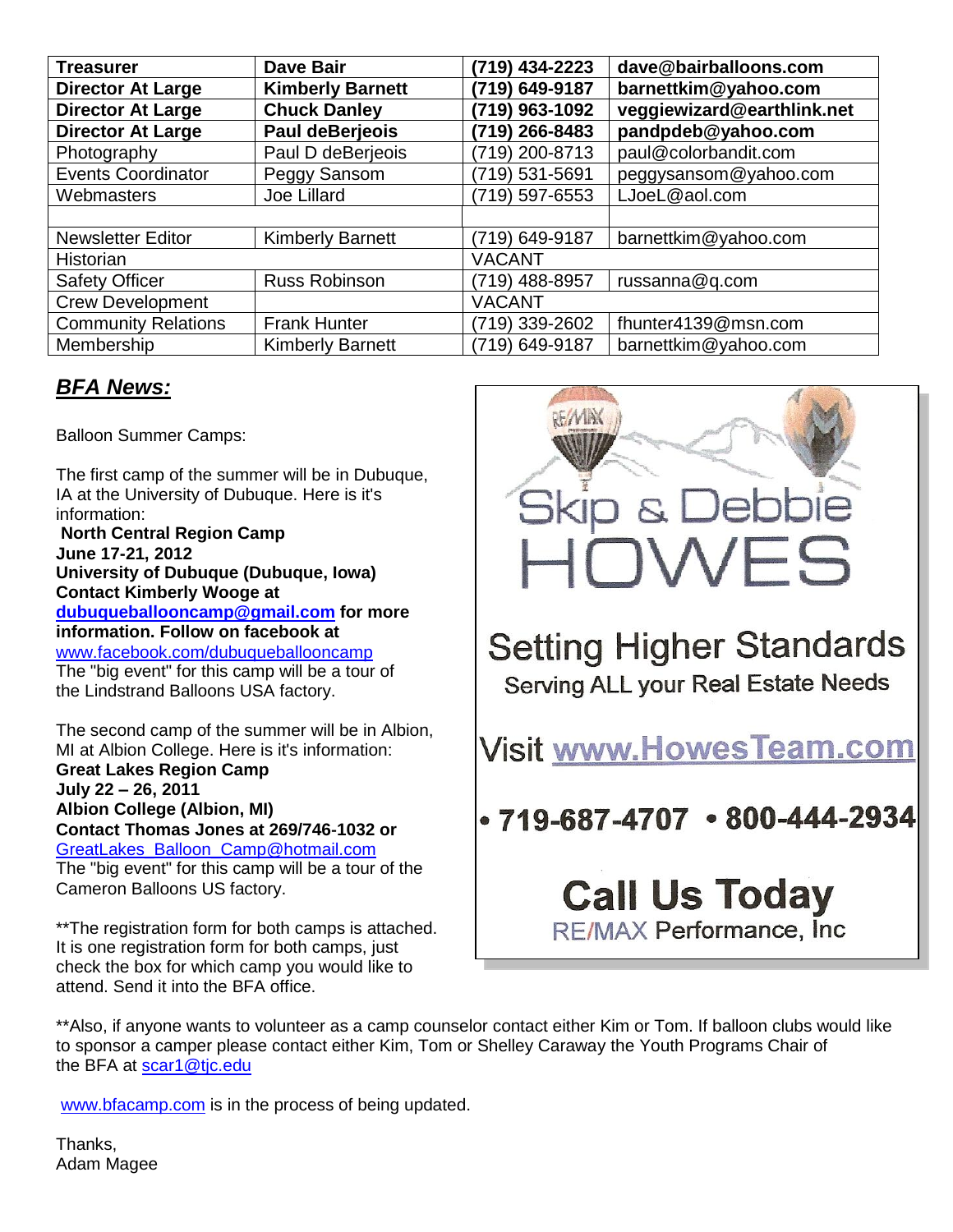| Treasurer | Dave Bair | (719) 434-2223 | dave@bairballoons.com |
|---|---|---|---|
| **Director At Large** | **Kimberly Barnett** | **(719) 649-9187** | **barnettkim@yahoo.com** |
| **Director At Large** | **Chuck Danley** | **(719) 963-1092** | **veggiewizard@earthlink.net** |
| **Director At Large** | **Paul deBerjeois** | **(719) 266-8483** | **pandpdeb@yahoo.com** |
| Photography | Paul D deBerjeois | (719) 200-8713 | paul@colorbandit.com |
| Events Coordinator | Peggy Sansom | (719) 531-5691 | peggysansom@yahoo.com |
| Webmasters | Joe Lillard | (719) 597-6553 | LJoeL@aol.com |
| | | | |
| Newsletter Editor | Kimberly Barnett | (719) 649-9187 | barnettkim@yahoo.com |
| Historian | | VACANT | |
| Safety Officer | Russ Robinson | (719) 488-8957 | russanna@q.com |
| Crew Development | | VACANT | |
| Community Relations | Frank Hunter | (719) 339-2602 | fhunter4139@msn.com |
| Membership | Kimberly Barnett | (719) 649-9187 | barnettkim@yahoo.com |

## ***BFA News:***

Balloon Summer Camps:

The first camp of the summer will be in Dubuque, IA at the University of Dubuque. Here is it's information:

**North Central Region Camp**
**June 17-21, 2012**
**University of Dubuque (Dubuque, Iowa)**
**Contact Kimberly Wooge at dubuqueballooncamp@gmail.com for more information. Follow on facebook at**
www.facebook.com/dubuqueballooncamp
The "big event" for this camp will be a tour of the Lindstrand Balloons USA factory.

The second camp of the summer will be in Albion, MI at Albion College. Here is it's information:

**Great Lakes Region Camp**
**July 22 – 26, 2011**
**Albion College (Albion, MI)**
**Contact Thomas Jones at 269/746-1032 or**
GreatLakes_Balloon_Camp@hotmail.com
The "big event" for this camp will be a tour of the Cameron Balloons US factory.

**The registration form for both camps is attached. It is one registration form for both camps, just check the box for which camp you would like to attend. Send it into the BFA office.

Skip & Debbie HOWES

Setting Higher Standards
Serving ALL your Real Estate Needs

Visit www.HowesTeam.com

• 719-687-4707 • 800-444-2934

Call Us Today
RE/MAX Performance, Inc

**Also, if anyone wants to volunteer as a camp counselor contact either Kim or Tom. If balloon clubs would like to sponsor a camper please contact either Kim, Tom or Shelley Caraway the Youth Programs Chair of the BFA at scar1@tjc.edu

www.bfacamp.com is in the process of being updated.

Thanks,
Adam Magee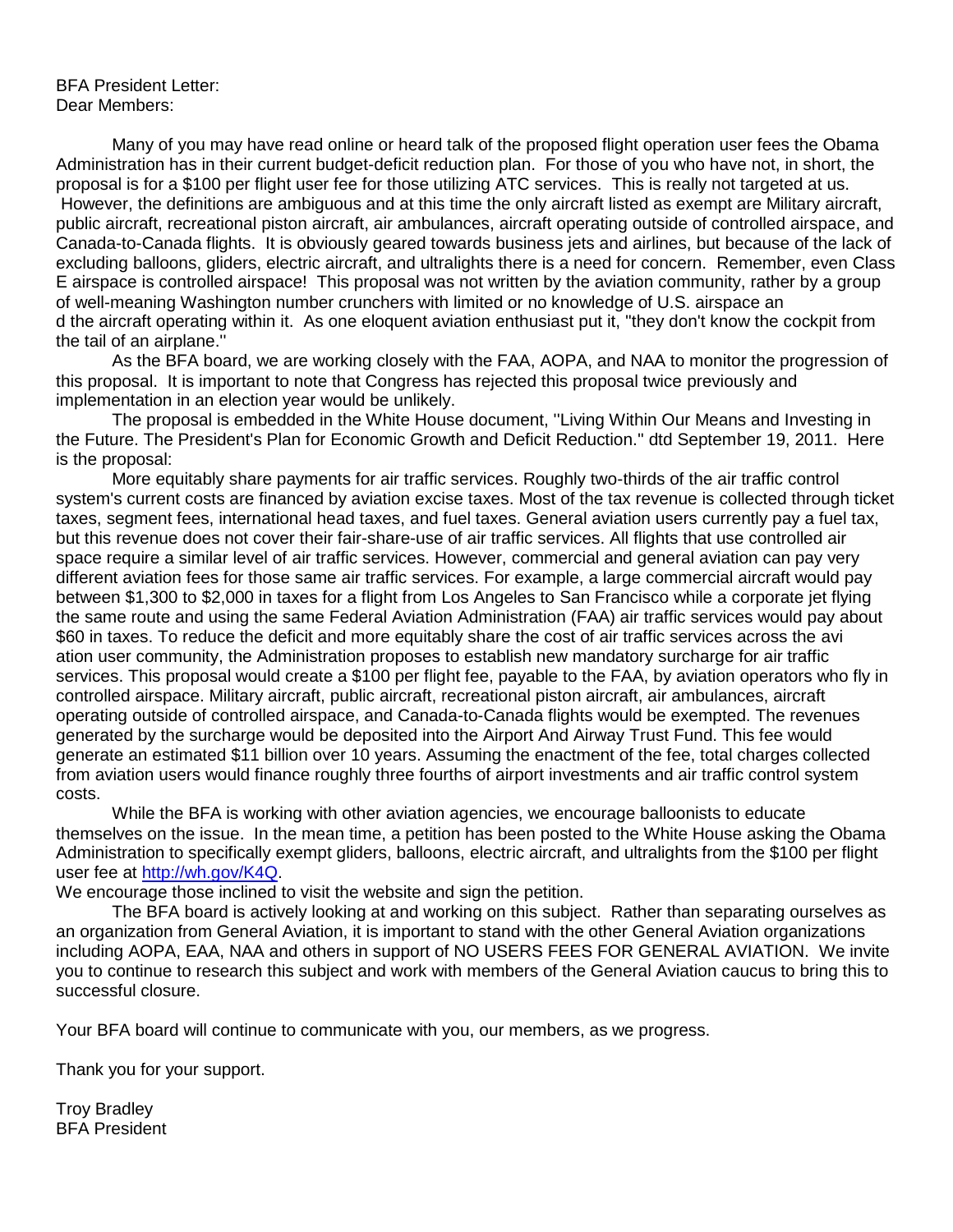BFA President Letter:
Dear Members:

Many of you may have read online or heard talk of the proposed flight operation user fees the Obama Administration has in their current budget-deficit reduction plan. For those of you who have not, in short, the proposal is for a $100 per flight user fee for those utilizing ATC services. This is really not targeted at us. However, the definitions are ambiguous and at this time the only aircraft listed as exempt are Military aircraft, public aircraft, recreational piston aircraft, air ambulances, aircraft operating outside of controlled airspace, and Canada-to-Canada flights. It is obviously geared towards business jets and airlines, but because of the lack of excluding balloons, gliders, electric aircraft, and ultralights there is a need for concern. Remember, even Class E airspace is controlled airspace! This proposal was not written by the aviation community, rather by a group of well-meaning Washington number crunchers with limited or no knowledge of U.S. airspace and the aircraft operating within it. As one eloquent aviation enthusiast put it, "they don't know the cockpit from the tail of an airplane."

As the BFA board, we are working closely with the FAA, AOPA, and NAA to monitor the progression of this proposal. It is important to note that Congress has rejected this proposal twice previously and implementation in an election year would be unlikely.

The proposal is embedded in the White House document, "Living Within Our Means and Investing in the Future. The President's Plan for Economic Growth and Deficit Reduction." dtd September 19, 2011. Here is the proposal:

More equitably share payments for air traffic services. Roughly two-thirds of the air traffic control system's current costs are financed by aviation excise taxes. Most of the tax revenue is collected through ticket taxes, segment fees, international head taxes, and fuel taxes. General aviation users currently pay a fuel tax, but this revenue does not cover their fair-share-use of air traffic services. All flights that use controlled air space require a similar level of air traffic services. However, commercial and general aviation can pay very different aviation fees for those same air traffic services. For example, a large commercial aircraft would pay between $1,300 to $2,000 in taxes for a flight from Los Angeles to San Francisco while a corporate jet flying the same route and using the same Federal Aviation Administration (FAA) air traffic services would pay about $60 in taxes. To reduce the deficit and more equitably share the cost of air traffic services across the aviation user community, the Administration proposes to establish new mandatory surcharge for air traffic services. This proposal would create a $100 per flight fee, payable to the FAA, by aviation operators who fly in controlled airspace. Military aircraft, public aircraft, recreational piston aircraft, air ambulances, aircraft operating outside of controlled airspace, and Canada-to-Canada flights would be exempted. The revenues generated by the surcharge would be deposited into the Airport And Airway Trust Fund. This fee would generate an estimated $11 billion over 10 years. Assuming the enactment of the fee, total charges collected from aviation users would finance roughly three fourths of airport investments and air traffic control system costs.

While the BFA is working with other aviation agencies, we encourage balloonists to educate themselves on the issue. In the mean time, a petition has been posted to the White House asking the Obama Administration to specifically exempt gliders, balloons, electric aircraft, and ultralights from the $100 per flight user fee at http://wh.gov/K4Q.

We encourage those inclined to visit the website and sign the petition.

The BFA board is actively looking at and working on this subject. Rather than separating ourselves as an organization from General Aviation, it is important to stand with the other General Aviation organizations including AOPA, EAA, NAA and others in support of NO USERS FEES FOR GENERAL AVIATION. We invite you to continue to research this subject and work with members of the General Aviation caucus to bring this to successful closure.

Your BFA board will continue to communicate with you, our members, as we progress.

Thank you for your support.

Troy Bradley
BFA President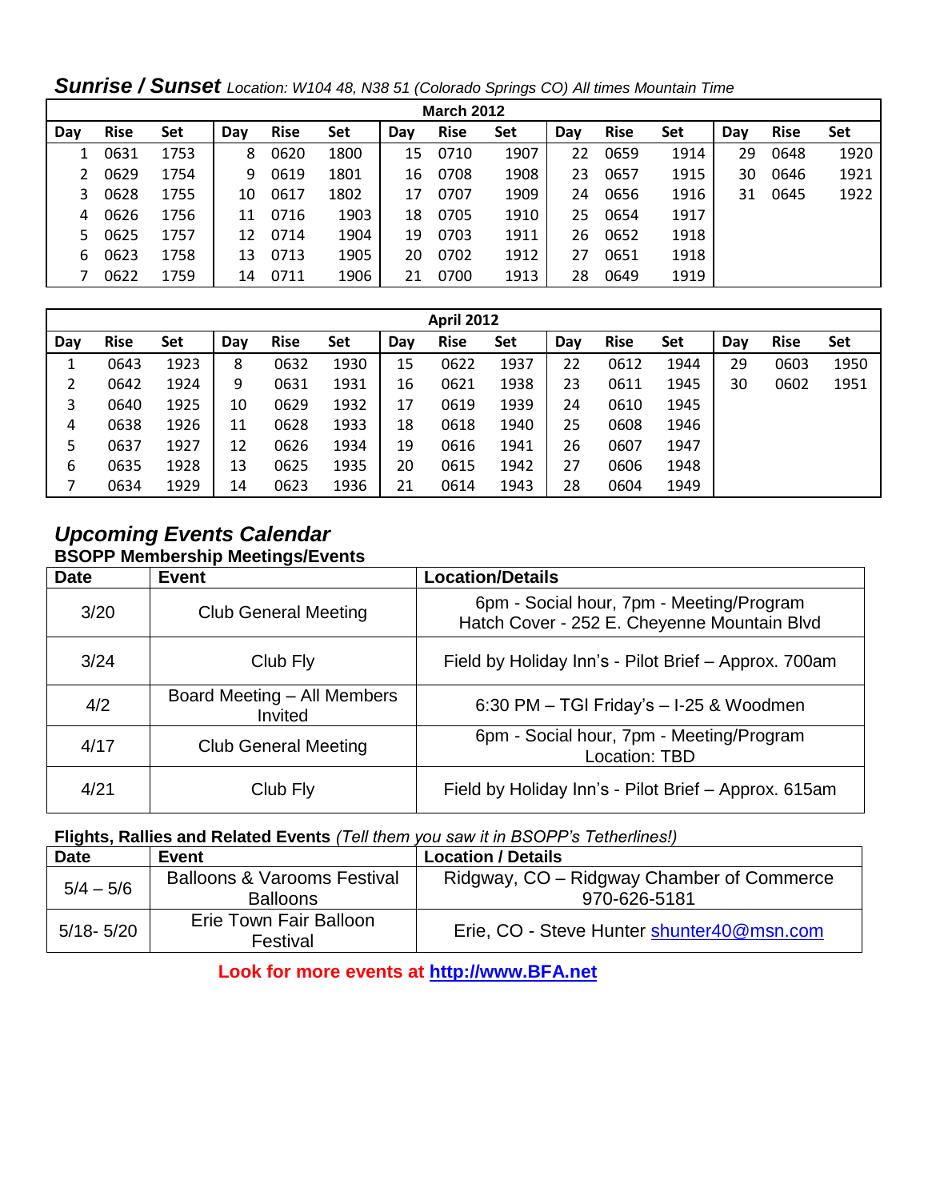## *Sunrise / Sunset* *Location: W104 48, N38 51 (Colorado Springs CO) All times Mountain Time*

| March 2012 | | | | | | | | | | | | | | |
|---|---|---|---|---|---|---|---|---|---|---|---|---|---|---|
| Day | Rise | Set | Day | Rise | Set | Day | Rise | Set | Day | Rise | Set | Day | Rise | Set |
| 1 | 0631 | 1753 | 8 | 0620 | 1800 | 15 | 0710 | 1907 | 22 | 0659 | 1914 | 29 | 0648 | 1920 |
| 2 | 0629 | 1754 | 9 | 0619 | 1801 | 16 | 0708 | 1908 | 23 | 0657 | 1915 | 30 | 0646 | 1921 |
| 3 | 0628 | 1755 | 10 | 0617 | 1802 | 17 | 0707 | 1909 | 24 | 0656 | 1916 | 31 | 0645 | 1922 |
| 4 | 0626 | 1756 | 11 | 0716 | 1903 | 18 | 0705 | 1910 | 25 | 0654 | 1917 | | | |
| 5 | 0625 | 1757 | 12 | 0714 | 1904 | 19 | 0703 | 1911 | 26 | 0652 | 1918 | | | |
| 6 | 0623 | 1758 | 13 | 0713 | 1905 | 20 | 0702 | 1912 | 27 | 0651 | 1918 | | | |
| 7 | 0622 | 1759 | 14 | 0711 | 1906 | 21 | 0700 | 1913 | 28 | 0649 | 1919 | | | |

| April 2012 | | | | | | | | | | | | | | |
|---|---|---|---|---|---|---|---|---|---|---|---|---|---|---|
| Day | Rise | Set | Day | Rise | Set | Day | Rise | Set | Day | Rise | Set | Day | Rise | Set |
| 1 | 0643 | 1923 | 8 | 0632 | 1930 | 15 | 0622 | 1937 | 22 | 0612 | 1944 | 29 | 0603 | 1950 |
| 2 | 0642 | 1924 | 9 | 0631 | 1931 | 16 | 0621 | 1938 | 23 | 0611 | 1945 | 30 | 0602 | 1951 |
| 3 | 0640 | 1925 | 10 | 0629 | 1932 | 17 | 0619 | 1939 | 24 | 0610 | 1945 | | | |
| 4 | 0638 | 1926 | 11 | 0628 | 1933 | 18 | 0618 | 1940 | 25 | 0608 | 1946 | | | |
| 5 | 0637 | 1927 | 12 | 0626 | 1934 | 19 | 0616 | 1941 | 26 | 0607 | 1947 | | | |
| 6 | 0635 | 1928 | 13 | 0625 | 1935 | 20 | 0615 | 1942 | 27 | 0606 | 1948 | | | |
| 7 | 0634 | 1929 | 14 | 0623 | 1936 | 21 | 0614 | 1943 | 28 | 0604 | 1949 | | | |

## *Upcoming Events Calendar*

**BSOPP Membership Meetings/Events**

| Date | Event | Location/Details |
|---|---|---|
| 3/20 | Club General Meeting | 6pm - Social hour, 7pm - Meeting/Program<br>Hatch Cover - 252 E. Cheyenne Mountain Blvd |
| 3/24 | Club Fly | Field by Holiday Inn's - Pilot Brief – Approx. 700am |
| 4/2 | Board Meeting – All Members Invited | 6:30 PM – TGI Friday's – I-25 & Woodmen |
| 4/17 | Club General Meeting | 6pm - Social hour, 7pm - Meeting/Program<br>Location: TBD |
| 4/21 | Club Fly | Field by Holiday Inn's - Pilot Brief – Approx. 615am |

**Flights, Rallies and Related Events** *(Tell them you saw it in BSOPP's Tetherlines!)*

| Date | Event | Location / Details |
|---|---|---|
| 5/4 – 5/6 | Balloons & Varooms Festival Balloons | Ridgway, CO – Ridgway Chamber of Commerce 970-626-5181 |
| 5/18- 5/20 | Erie Town Fair Balloon Festival | Erie, CO - Steve Hunter shunter40@msn.com |

**Look for more events at http://www.BFA.net**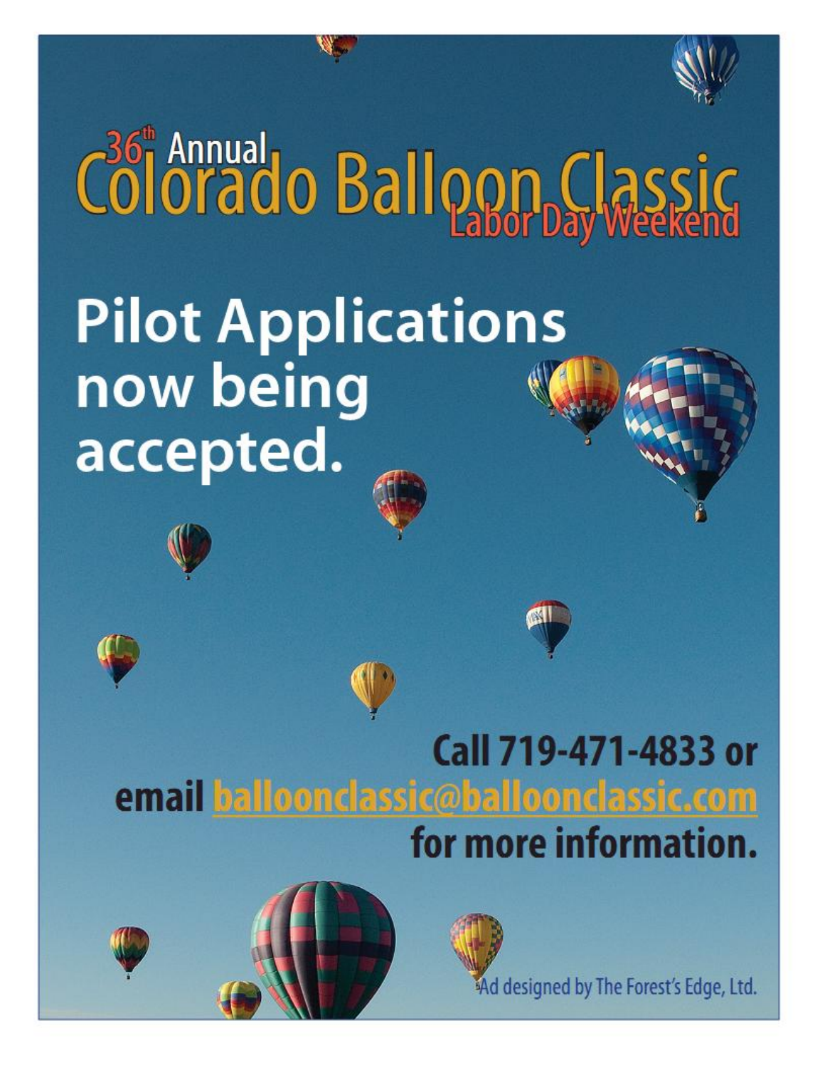# 36th Annual Colorado Balloon Classic

## Labor Day Weekend

# Pilot Applications now being accepted.

**Call 719-471-4833 or email [balloonclassic@balloonclassic.com](mailto:balloonclassic@balloonclassic.com) for more information.**

Ad designed by The Forest's Edge, Ltd.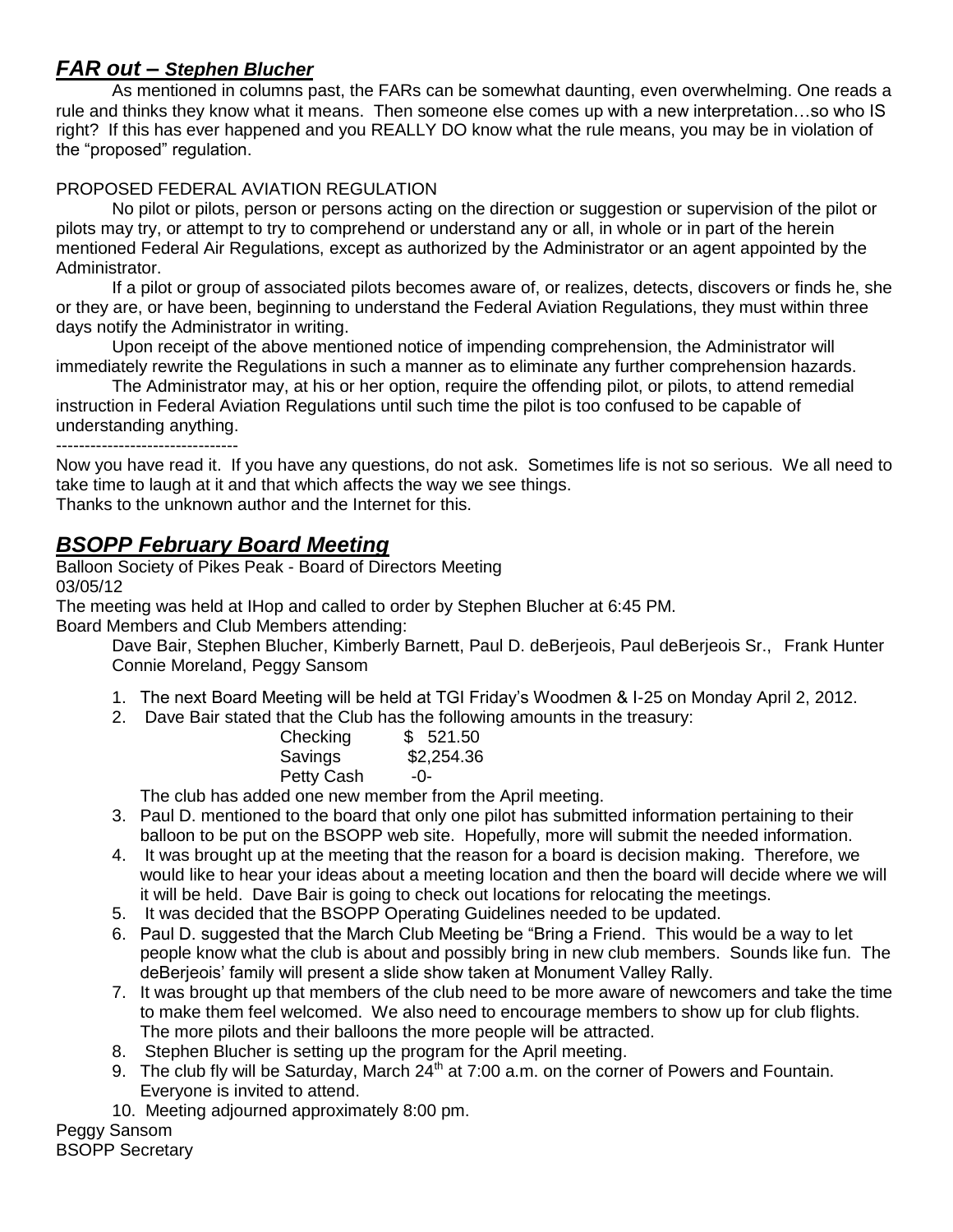## *FAR out – Stephen Blucher*

As mentioned in columns past, the FARs can be somewhat daunting, even overwhelming. One reads a rule and thinks they know what it means. Then someone else comes up with a new interpretation…so who IS right? If this has ever happened and you REALLY DO know what the rule means, you may be in violation of the "proposed" regulation.

PROPOSED FEDERAL AVIATION REGULATION

No pilot or pilots, person or persons acting on the direction or suggestion or supervision of the pilot or pilots may try, or attempt to try to comprehend or understand any or all, in whole or in part of the herein mentioned Federal Air Regulations, except as authorized by the Administrator or an agent appointed by the Administrator.

If a pilot or group of associated pilots becomes aware of, or realizes, detects, discovers or finds he, she or they are, or have been, beginning to understand the Federal Aviation Regulations, they must within three days notify the Administrator in writing.

Upon receipt of the above mentioned notice of impending comprehension, the Administrator will immediately rewrite the Regulations in such a manner as to eliminate any further comprehension hazards.

The Administrator may, at his or her option, require the offending pilot, or pilots, to attend remedial instruction in Federal Aviation Regulations until such time the pilot is too confused to be capable of understanding anything.

--------------------------------

Now you have read it. If you have any questions, do not ask. Sometimes life is not so serious. We all need to take time to laugh at it and that which affects the way we see things.
Thanks to the unknown author and the Internet for this.

## *BSOPP February Board Meeting*

Balloon Society of Pikes Peak - Board of Directors Meeting
03/05/12

The meeting was held at IHop and called to order by Stephen Blucher at 6:45 PM.

Board Members and Club Members attending:

Dave Bair, Stephen Blucher, Kimberly Barnett, Paul D. deBerjeois, Paul deBerjeois Sr., Frank Hunter Connie Moreland, Peggy Sansom

1. The next Board Meeting will be held at TGI Friday's Woodmen & I-25 on Monday April 2, 2012.
2. Dave Bair stated that the Club has the following amounts in the treasury:

   | | |
   |---|---|
   | Checking | $ 521.50 |
   | Savings | $2,254.36 |
   | Petty Cash | -0- |

   The club has added one new member from the April meeting.
3. Paul D. mentioned to the board that only one pilot has submitted information pertaining to their balloon to be put on the BSOPP web site. Hopefully, more will submit the needed information.
4. It was brought up at the meeting that the reason for a board is decision making. Therefore, we would like to hear your ideas about a meeting location and then the board will decide where we will it will be held. Dave Bair is going to check out locations for relocating the meetings.
5. It was decided that the BSOPP Operating Guidelines needed to be updated.
6. Paul D. suggested that the March Club Meeting be "Bring a Friend. This would be a way to let people know what the club is about and possibly bring in new club members. Sounds like fun. The deBerjeois' family will present a slide show taken at Monument Valley Rally.
7. It was brought up that members of the club need to be more aware of newcomers and take the time to make them feel welcomed. We also need to encourage members to show up for club flights. The more pilots and their balloons the more people will be attracted.
8. Stephen Blucher is setting up the program for the April meeting.
9. The club fly will be Saturday, March 24th at 7:00 a.m. on the corner of Powers and Fountain. Everyone is invited to attend.
10. Meeting adjourned approximately 8:00 pm.

Peggy Sansom
BSOPP Secretary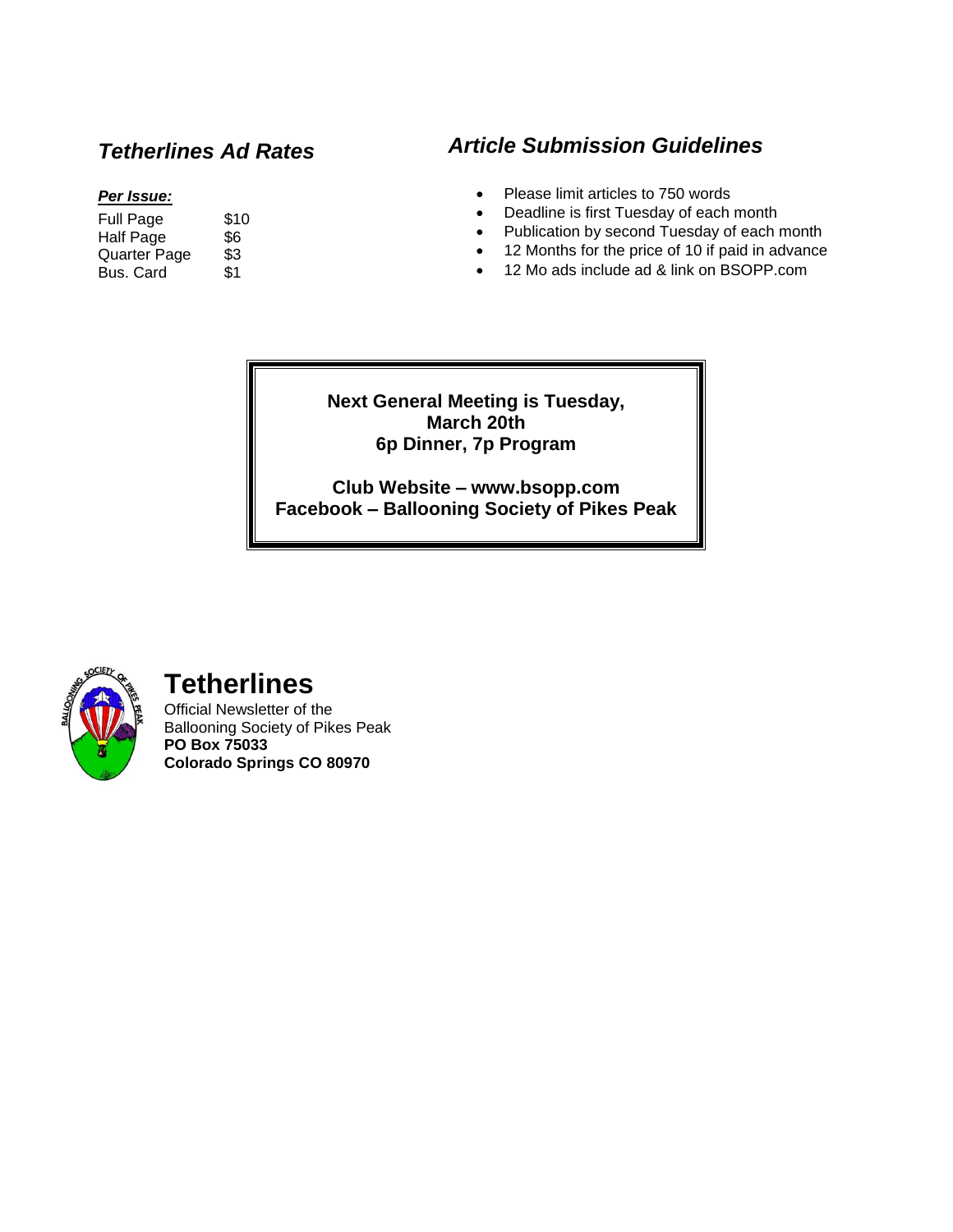## *Tetherlines Ad Rates*

***Per Issue:***

| | |
|---|---|
| Full Page | $10 |
| Half Page | $6 |
| Quarter Page | $3 |
| Bus. Card | $1 |

## *Article Submission Guidelines*

- Please limit articles to 750 words
- Deadline is first Tuesday of each month
- Publication by second Tuesday of each month
- 12 Months for the price of 10 if paid in advance
- 12 Mo ads include ad & link on BSOPP.com

**Next General Meeting is Tuesday, March 20th**
**6p Dinner, 7p Program**

**Club Website – www.bsopp.com**
**Facebook – Ballooning Society of Pikes Peak**

# Tetherlines

Official Newsletter of the
Ballooning Society of Pikes Peak
**PO Box 75033**
**Colorado Springs CO 80970**